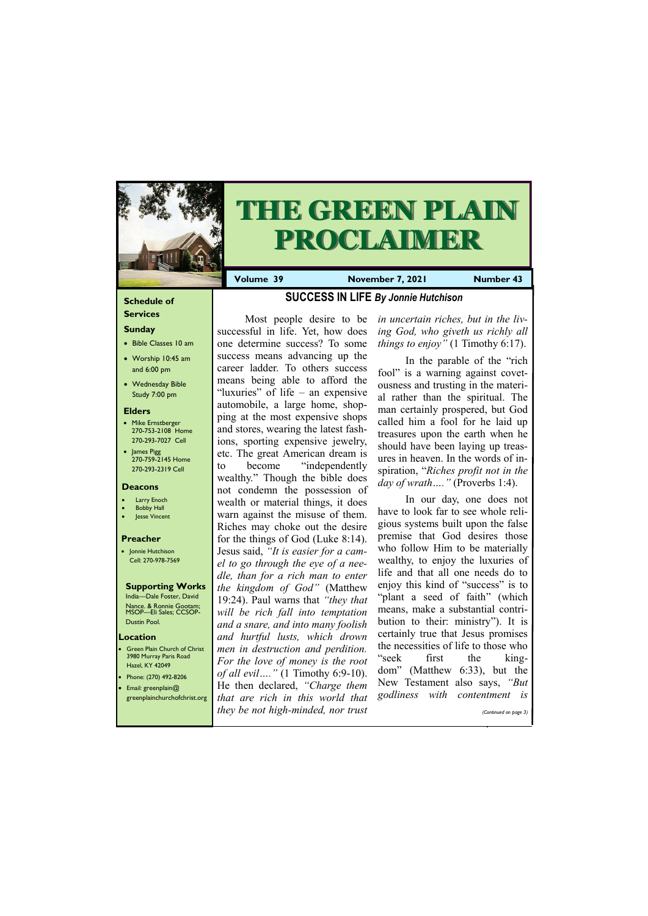# THE GREEN PLAIN PROCLAIMER

**Volume 39** | **November 7, 2021** | **Number 43**

### Schedule of Services

**Sunday**

- Bible Classes 10 am
- Worship 10:45 am and 6:00 pm
- Wednesday Bible Study 7:00 pm

**Elders**

- Mike Ernstberger 270-753-2108 Home 270-293-7027 Cell
- James Pigg 270-759-2145 Home 270-293-2319 Cell

**Deacons**

- Larry Enoch
- Bobby Hall
- Jesse Vincent

**Preacher**

- Jonnie Hutchison Cell: 270-978-7569

**Supporting Works**

India—Dale Foster, David Nance. & Ronnie Gootam; MSOP—Eli Sales; CCSOP-Dustin Pool.

**Location**

- Green Plain Church of Christ 3980 Murray Paris Road Hazel, KY 42049
- Phone: (270) 492-8206
- Email: greenplain@greenplainchurchofchrist.org

## SUCCESS IN LIFE *By Jonnie Hutchison*

Most people desire to be successful in life. Yet, how does one determine success? To some success means advancing up the career ladder. To others success means being able to afford the "luxuries" of life – an expensive automobile, a large home, shopping at the most expensive shops and stores, wearing the latest fashions, sporting expensive jewelry, etc. The great American dream is to become "independently wealthy." Though the bible does not condemn the possession of wealth or material things, it does warn against the misuse of them. Riches may choke out the desire for the things of God (Luke 8:14). Jesus said, *"It is easier for a camel to go through the eye of a needle, than for a rich man to enter the kingdom of God"* (Matthew 19:24). Paul warns that *"they that will be rich fall into temptation and a snare, and into many foolish and hurtful lusts, which drown men in destruction and perdition. For the love of money is the root of all evil…."* (1 Timothy 6:9-10). He then declared, *"Charge them that are rich in this world that they be not high-minded, nor trust in uncertain riches, but in the living God, who giveth us richly all things to enjoy"* (1 Timothy 6:17).

In the parable of the "rich fool" is a warning against covetousness and trusting in the material rather than the spiritual. The man certainly prospered, but God called him a fool for he laid up treasures upon the earth when he should have been laying up treasures in heaven. In the words of inspiration, "*Riches profit not in the day of wrath…."* (Proverbs 1:4).

In our day, one does not have to look far to see whole religious systems built upon the false premise that God desires those who follow Him to be materially wealthy, to enjoy the luxuries of life and that all one needs do to enjoy this kind of "success" is to "plant a seed of faith" (which means, make a substantial contribution to their: ministry"). It is certainly true that Jesus promises the necessities of life to those who "seek first the kingdom" (Matthew 6:33), but the New Testament also says, *"But godliness with contentment is*

*(Continued on page 3)*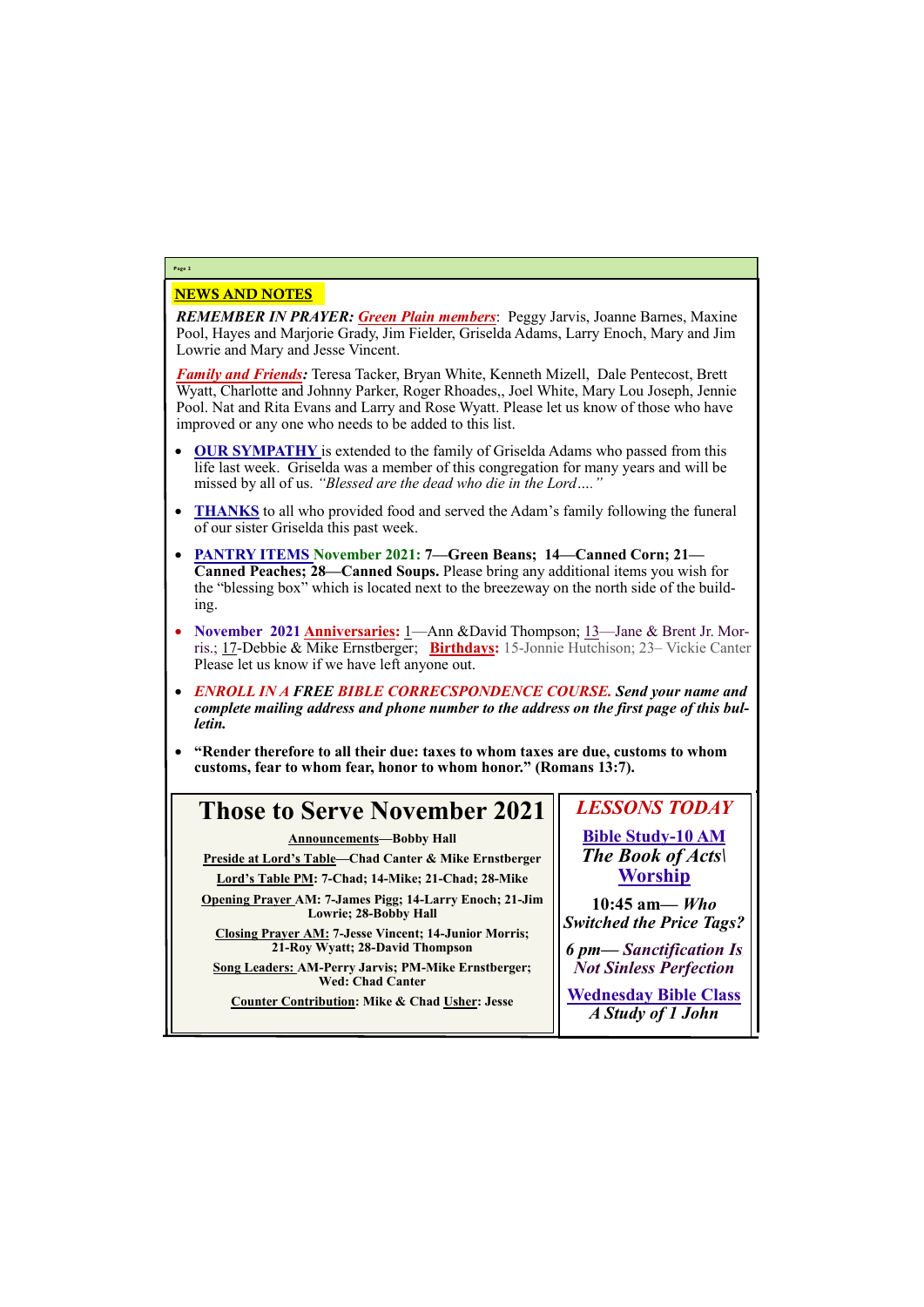## NEWS AND NOTES

***REMEMBER IN PRAYER:*** ***Green Plain members***: Peggy Jarvis, Joanne Barnes, Maxine Pool, Hayes and Marjorie Grady, Jim Fielder, Griselda Adams, Larry Enoch, Mary and Jim Lowrie and Mary and Jesse Vincent.

***Family and Friends:*** Teresa Tacker, Bryan White, Kenneth Mizell, Dale Pentecost, Brett Wyatt, Charlotte and Johnny Parker, Roger Rhoades,, Joel White, Mary Lou Joseph, Jennie Pool. Nat and Rita Evans and Larry and Rose Wyatt. Please let us know of those who have improved or any one who needs to be added to this list.

- **OUR SYMPATHY** is extended to the family of Griselda Adams who passed from this life last week. Griselda was a member of this congregation for many years and will be missed by all of us. *"Blessed are the dead who die in the Lord…."*
- **THANKS** to all who provided food and served the Adam's family following the funeral of our sister Griselda this past week.
- **PANTRY ITEMS November 2021: 7—Green Beans; 14—Canned Corn; 21—Canned Peaches; 28—Canned Soups.** Please bring any additional items you wish for the "blessing box" which is located next to the breezeway on the north side of the building.
- **November 2021 Anniversaries:** 1—Ann &David Thompson; 13—Jane & Brent Jr. Morris.; 17-Debbie & Mike Ernstberger; **Birthdays:** 15-Jonnie Hutchison; 23– Vickie Canter Please let us know if we have left anyone out.
- ***ENROLL IN A FREE BIBLE CORRECSPONDENCE COURSE. Send your name and complete mailing address and phone number to the address on the first page of this bulletin.***
- **"Render therefore to all their due: taxes to whom taxes are due, customs to whom customs, fear to whom fear, honor to whom honor." (Romans 13:7).**

## Those to Serve November 2021

**Announcements—Bobby Hall**

**Preside at Lord's Table—Chad Canter & Mike Ernstberger**

**Lord's Table PM: 7-Chad; 14-Mike; 21-Chad; 28-Mike**

**Opening Prayer AM: 7-James Pigg; 14-Larry Enoch; 21-Jim Lowrie; 28-Bobby Hall**

**Closing Prayer AM: 7-Jesse Vincent; 14-Junior Morris; 21-Roy Wyatt; 28-David Thompson**

**Song Leaders: AM-Perry Jarvis; PM-Mike Ernstberger; Wed: Chad Canter**

**Counter Contribution: Mike & Chad Usher: Jesse**

## *LESSONS TODAY*

**Bible Study-10 AM**

***The Book of Acts\***

**Worship**

**10:45 am— *Who Switched the Price Tags?***

***6 pm— Sanctification Is Not Sinless Perfection***

**Wednesday Bible Class**

***A Study of 1 John***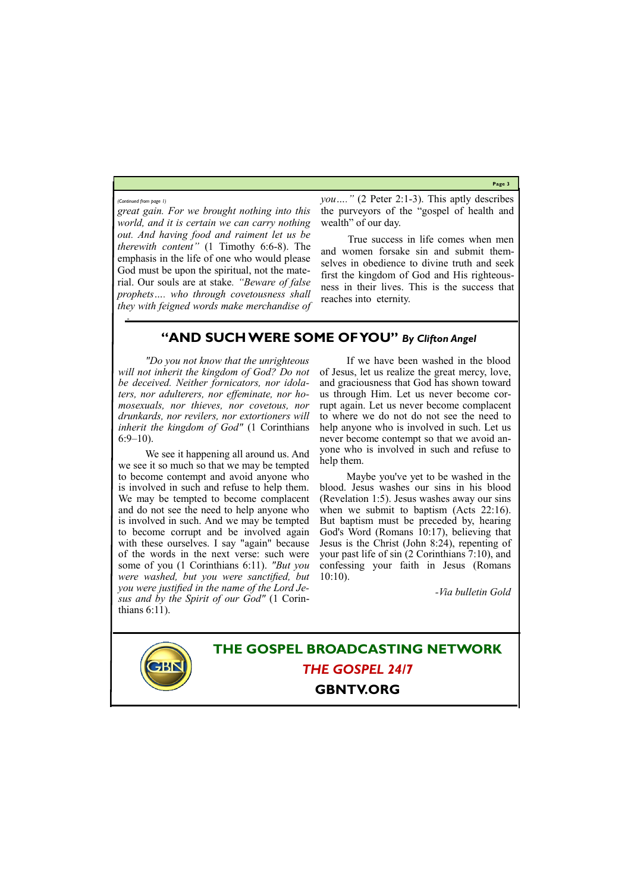*(Continued from page 1)*

*great gain. For we brought nothing into this world, and it is certain we can carry nothing out. And having food and raiment let us be therewith content"* (1 Timothy 6:6-8). The emphasis in the life of one who would please God must be upon the spiritual, not the material. Our souls are at stake*. "Beware of false prophets…. who through covetousness shall they with feigned words make merchandise of you…."* (2 Peter 2:1-3). This aptly describes the purveyors of the "gospel of health and wealth" of our day.

True success in life comes when men and women forsake sin and submit themselves in obedience to divine truth and seek first the kingdom of God and His righteousness in their lives. This is the success that reaches into eternity.

## "AND SUCH WERE SOME OF YOU" *By Clifton Angel*

*"Do you not know that the unrighteous will not inherit the kingdom of God? Do not be deceived. Neither fornicators, nor idolaters, nor adulterers, nor effeminate, nor homosexuals, nor thieves, nor covetous, nor drunkards, nor revilers, nor extortioners will inherit the kingdom of God"* (1 Corinthians 6:9–10).

We see it happening all around us. And we see it so much so that we may be tempted to become contempt and avoid anyone who is involved in such and refuse to help them. We may be tempted to become complacent and do not see the need to help anyone who is involved in such. And we may be tempted to become corrupt and be involved again with these ourselves. I say "again" because of the words in the next verse: such were some of you (1 Corinthians 6:11). *"But you were washed, but you were sanctified, but you were justified in the name of the Lord Jesus and by the Spirit of our God"* (1 Corinthians 6:11).

If we have been washed in the blood of Jesus, let us realize the great mercy, love, and graciousness that God has shown toward us through Him. Let us never become corrupt again. Let us never become complacent to where we do not do not see the need to help anyone who is involved in such. Let us never become contempt so that we avoid anyone who is involved in such and refuse to help them.

Maybe you've yet to be washed in the blood. Jesus washes our sins in his blood (Revelation 1:5). Jesus washes away our sins when we submit to baptism (Acts 22:16). But baptism must be preceded by, hearing God's Word (Romans 10:17), believing that Jesus is the Christ (John 8:24), repenting of your past life of sin (2 Corinthians 7:10), and confessing your faith in Jesus (Romans 10:10).

*-Via bulletin Gold*

**THE GOSPEL BROADCASTING NETWORK**

***THE GOSPEL 24/7***

**GBNTV.ORG**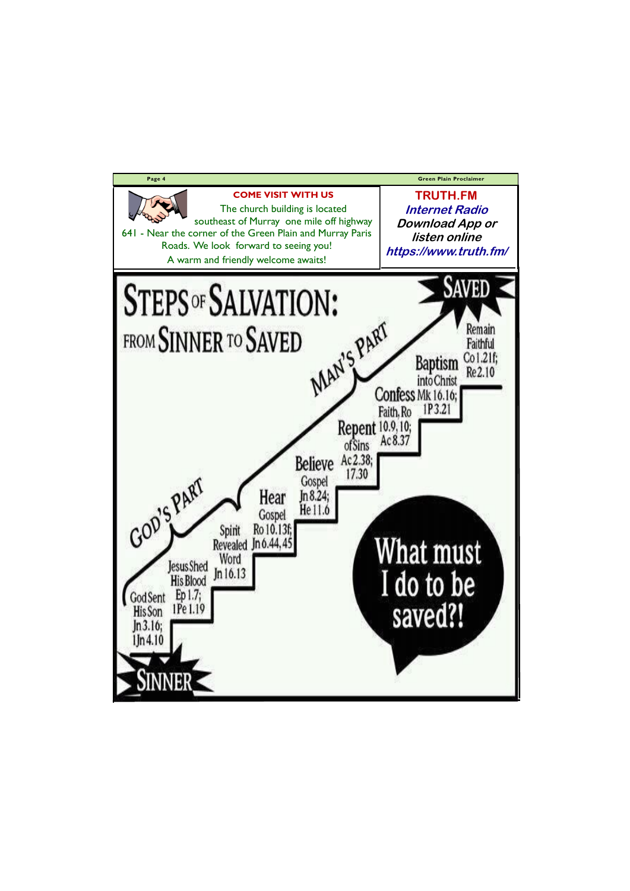## COME VISIT WITH US

The church building is located southeast of Murray one mile off highway 641 - Near the corner of the Green Plain and Murray Paris Roads. We look forward to seeing you!

A warm and friendly welcome awaits!

## TRUTH.FM

***Internet Radio***

***Download App or listen online***

***https://www.truth.fm/***

# STEPS OF SALVATION:

## FROM SINNER TO SAVED

GOD'S PART

God Sent His Son Jn 3.16; 1Jn 4.10

Jesus Shed His Blood Ep 1.7; 1Pe 1.19

Spirit Revealed Word Jn 16.13

MAN'S PART

Hear Gospel Ro 10.13f; Jn 6.44,45

Believe Gospel Jn 8.24; He 11.6

Repent of Sins Ac 2.38; 17.30

Confess Faith, Ro 10.9,10; Ac 8.37

Baptism into Christ Mk 16.16; 1P 3.21

Remain Faithful Co 1.21f; Re 2.10

SINNER

SAVED

What must I do to be saved?!